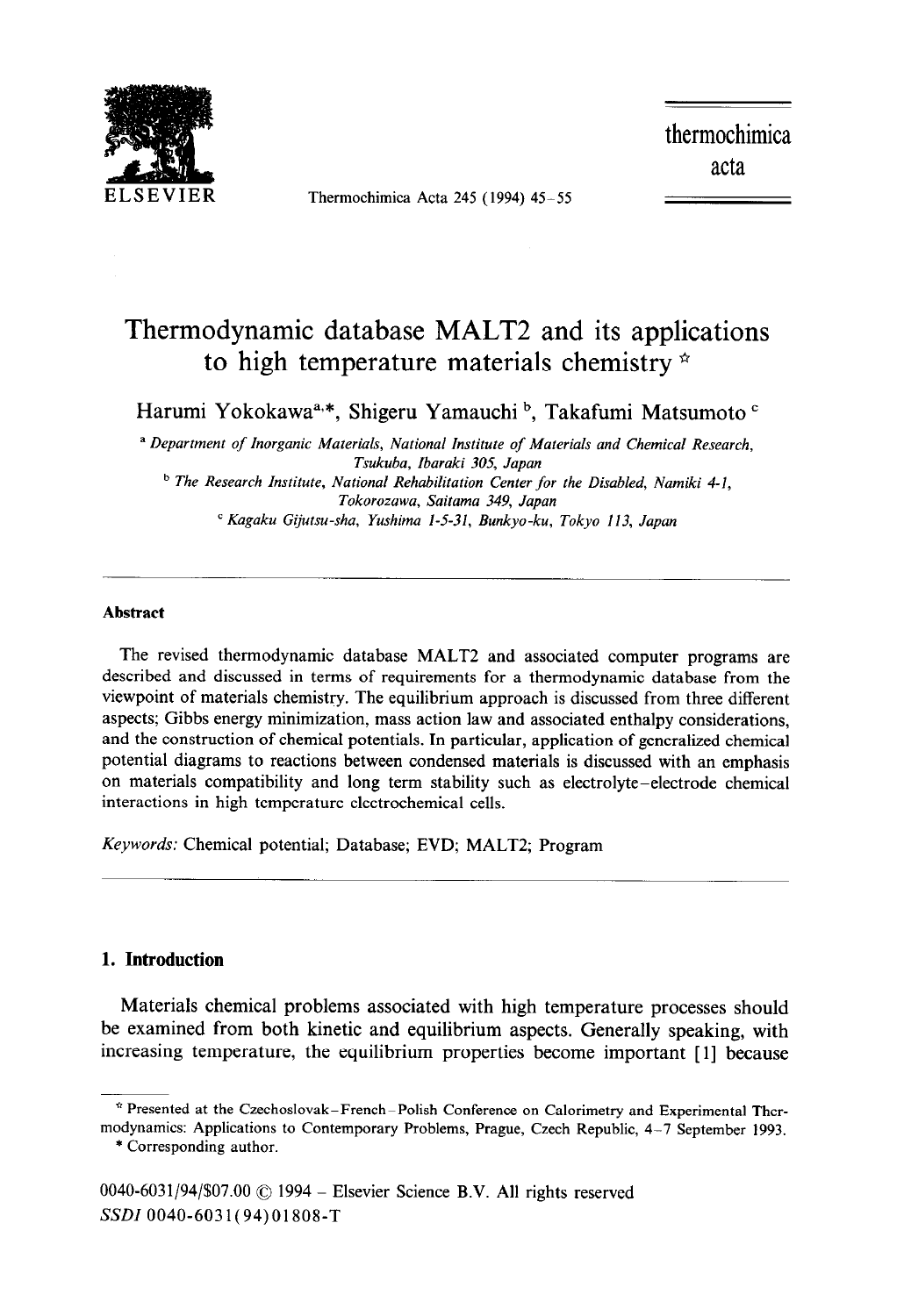# Thermodynamic database MALT2 and its applications to high temperature materials chemistry ☆

Harumi Yokokawa[a,*], Shigeru Yamauchi[b], Takafumi Matsumoto[c]

[a] Department of Inorganic Materials, National Institute of Materials and Chemical Research, Tsukuba, Ibaraki 305, Japan

[b] The Research Institute, National Rehabilitation Center for the Disabled, Namiki 4-1, Tokorozawa, Saitama 349, Japan

[c] Kagaku Gijutsu-sha, Yushima 1-5-31, Bunkyo-ku, Tokyo 113, Japan

---

### Abstract

The revised thermodynamic database MALT2 and associated computer programs are described and discussed in terms of requirements for a thermodynamic database from the viewpoint of materials chemistry. The equilibrium approach is discussed from three different aspects; Gibbs energy minimization, mass action law and associated enthalpy considerations, and the construction of chemical potentials. In particular, application of generalized chemical potential diagrams to reactions between condensed materials is discussed with an emphasis on materials compatibility and long term stability such as electrolyte–electrode chemical interactions in high temperature electrochemical cells.

*Keywords:* Chemical potential; Database; EVD; MALT2; Program

---

## 1. Introduction

Materials chemical problems associated with high temperature processes should be examined from both kinetic and equilibrium aspects. Generally speaking, with increasing temperature, the equilibrium properties become important [1] because

☆ Presented at the Czechoslovak–French–Polish Conference on Calorimetry and Experimental Thermodynamics: Applications to Contemporary Problems, Prague, Czech Republic, 4–7 September 1993.

\* Corresponding author.

0040-6031/94/$07.00 © 1994 – Elsevier Science B.V. All rights reserved
SSDI 0040-6031(94)01808-T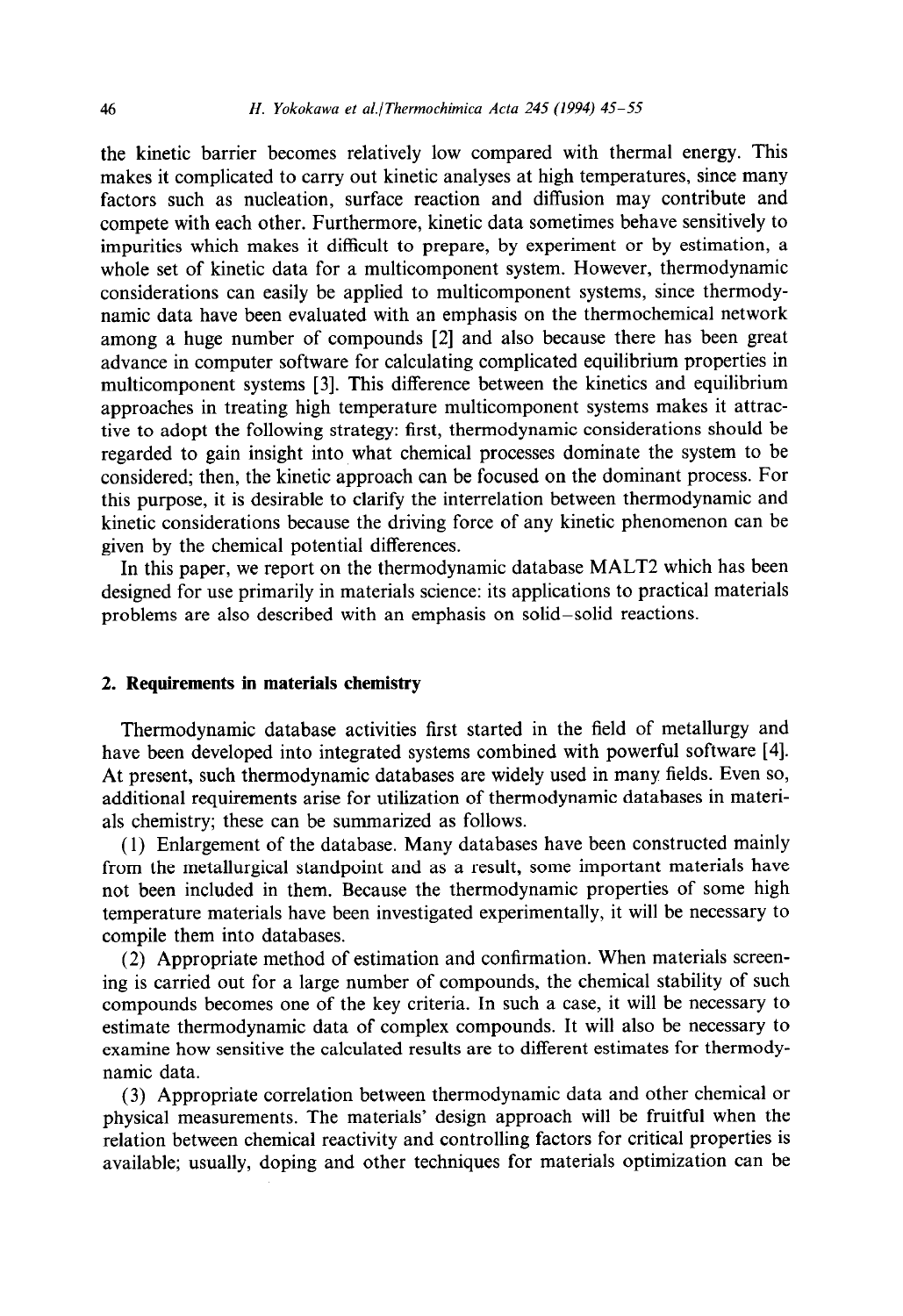the kinetic barrier becomes relatively low compared with thermal energy. This makes it complicated to carry out kinetic analyses at high temperatures, since many factors such as nucleation, surface reaction and diffusion may contribute and compete with each other. Furthermore, kinetic data sometimes behave sensitively to impurities which makes it difficult to prepare, by experiment or by estimation, a whole set of kinetic data for a multicomponent system. However, thermodynamic considerations can easily be applied to multicomponent systems, since thermodynamic data have been evaluated with an emphasis on the thermochemical network among a huge number of compounds [2] and also because there has been great advance in computer software for calculating complicated equilibrium properties in multicomponent systems [3]. This difference between the kinetics and equilibrium approaches in treating high temperature multicomponent systems makes it attractive to adopt the following strategy: first, thermodynamic considerations should be regarded to gain insight into what chemical processes dominate the system to be considered; then, the kinetic approach can be focused on the dominant process. For this purpose, it is desirable to clarify the interrelation between thermodynamic and kinetic considerations because the driving force of any kinetic phenomenon can be given by the chemical potential differences.

In this paper, we report on the thermodynamic database MALT2 which has been designed for use primarily in materials science: its applications to practical materials problems are also described with an emphasis on solid–solid reactions.

## 2. Requirements in materials chemistry

Thermodynamic database activities first started in the field of metallurgy and have been developed into integrated systems combined with powerful software [4]. At present, such thermodynamic databases are widely used in many fields. Even so, additional requirements arise for utilization of thermodynamic databases in materials chemistry; these can be summarized as follows.

(1) Enlargement of the database. Many databases have been constructed mainly from the metallurgical standpoint and as a result, some important materials have not been included in them. Because the thermodynamic properties of some high temperature materials have been investigated experimentally, it will be necessary to compile them into databases.

(2) Appropriate method of estimation and confirmation. When materials screening is carried out for a large number of compounds, the chemical stability of such compounds becomes one of the key criteria. In such a case, it will be necessary to estimate thermodynamic data of complex compounds. It will also be necessary to examine how sensitive the calculated results are to different estimates for thermodynamic data.

(3) Appropriate correlation between thermodynamic data and other chemical or physical measurements. The materials' design approach will be fruitful when the relation between chemical reactivity and controlling factors for critical properties is available; usually, doping and other techniques for materials optimization can be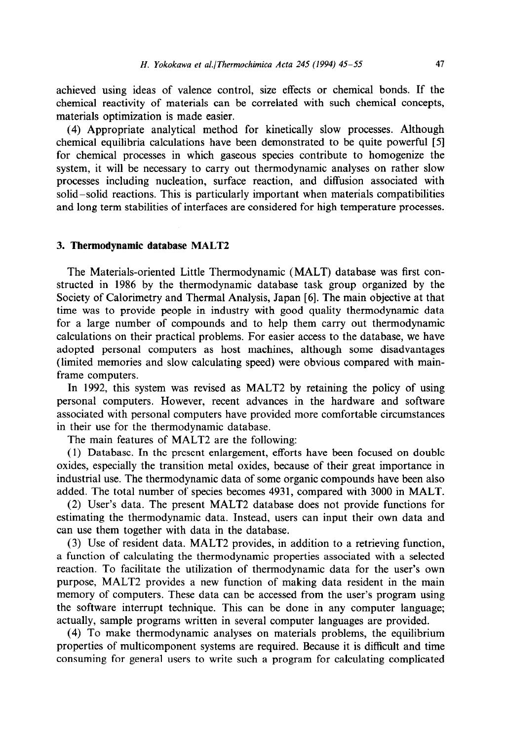achieved using ideas of valence control, size effects or chemical bonds. If the chemical reactivity of materials can be correlated with such chemical concepts, materials optimization is made easier.

(4) Appropriate analytical method for kinetically slow processes. Although chemical equilibria calculations have been demonstrated to be quite powerful [5] for chemical processes in which gaseous species contribute to homogenize the system, it will be necessary to carry out thermodynamic analyses on rather slow processes including nucleation, surface reaction, and diffusion associated with solid–solid reactions. This is particularly important when materials compatibilities and long term stabilities of interfaces are considered for high temperature processes.

## 3. Thermodynamic database MALT2

The Materials-oriented Little Thermodynamic (MALT) database was first constructed in 1986 by the thermodynamic database task group organized by the Society of Calorimetry and Thermal Analysis, Japan [6]. The main objective at that time was to provide people in industry with good quality thermodynamic data for a large number of compounds and to help them carry out thermodynamic calculations on their practical problems. For easier access to the database, we have adopted personal computers as host machines, although some disadvantages (limited memories and slow calculating speed) were obvious compared with mainframe computers.

In 1992, this system was revised as MALT2 by retaining the policy of using personal computers. However, recent advances in the hardware and software associated with personal computers have provided more comfortable circumstances in their use for the thermodynamic database.

The main features of MALT2 are the following:

(1) Database. In the present enlargement, efforts have been focused on double oxides, especially the transition metal oxides, because of their great importance in industrial use. The thermodynamic data of some organic compounds have been also added. The total number of species becomes 4931, compared with 3000 in MALT.

(2) User's data. The present MALT2 database does not provide functions for estimating the thermodynamic data. Instead, users can input their own data and can use them together with data in the database.

(3) Use of resident data. MALT2 provides, in addition to a retrieving function, a function of calculating the thermodynamic properties associated with a selected reaction. To facilitate the utilization of thermodynamic data for the user's own purpose, MALT2 provides a new function of making data resident in the main memory of computers. These data can be accessed from the user's program using the software interrupt technique. This can be done in any computer language; actually, sample programs written in several computer languages are provided.

(4) To make thermodynamic analyses on materials problems, the equilibrium properties of multicomponent systems are required. Because it is difficult and time consuming for general users to write such a program for calculating complicated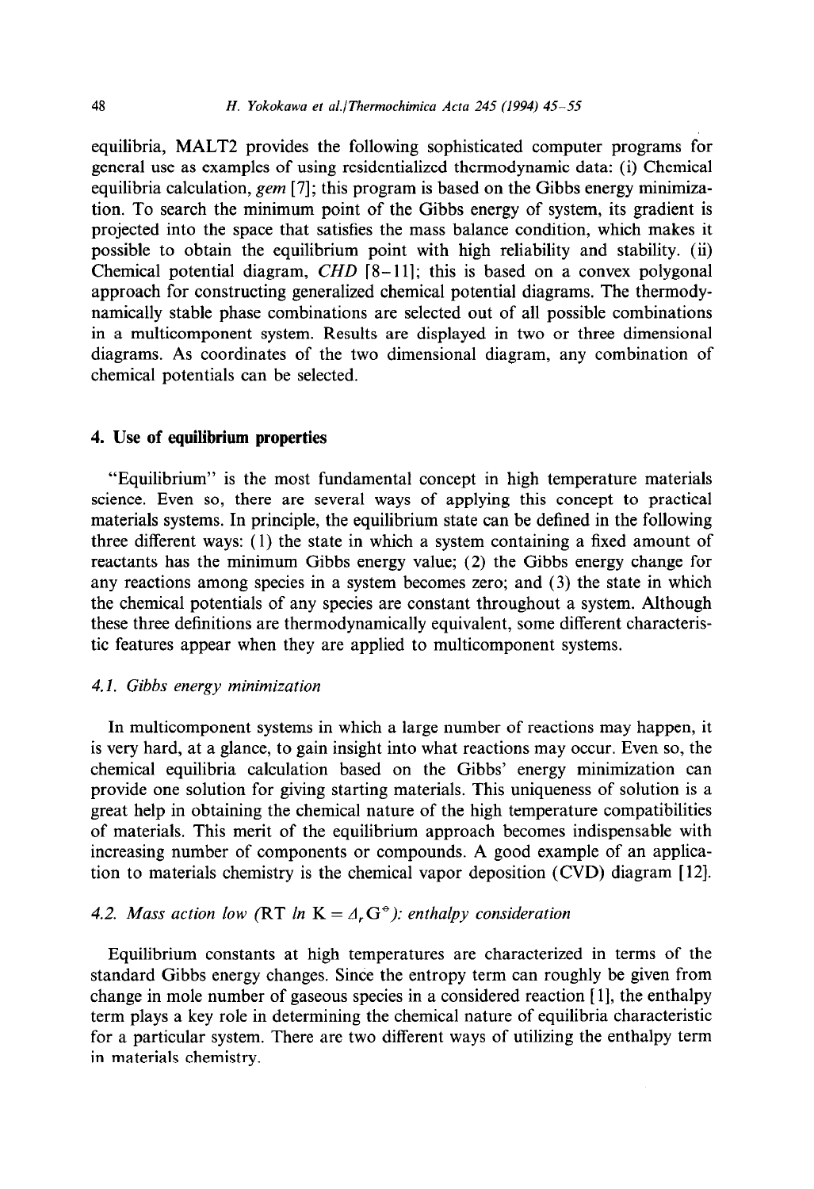equilibria, MALT2 provides the following sophisticated computer programs for general use as examples of using residentialized thermodynamic data: (i) Chemical equilibria calculation, *gem* [7]; this program is based on the Gibbs energy minimization. To search the minimum point of the Gibbs energy of system, its gradient is projected into the space that satisfies the mass balance condition, which makes it possible to obtain the equilibrium point with high reliability and stability. (ii) Chemical potential diagram, *CHD* [8–11]; this is based on a convex polygonal approach for constructing generalized chemical potential diagrams. The thermodynamically stable phase combinations are selected out of all possible combinations in a multicomponent system. Results are displayed in two or three dimensional diagrams. As coordinates of the two dimensional diagram, any combination of chemical potentials can be selected.

## 4. Use of equilibrium properties

"Equilibrium" is the most fundamental concept in high temperature materials science. Even so, there are several ways of applying this concept to practical materials systems. In principle, the equilibrium state can be defined in the following three different ways: (1) the state in which a system containing a fixed amount of reactants has the minimum Gibbs energy value; (2) the Gibbs energy change for any reactions among species in a system becomes zero; and (3) the state in which the chemical potentials of any species are constant throughout a system. Although these three definitions are thermodynamically equivalent, some different characteristic features appear when they are applied to multicomponent systems.

### *4.1. Gibbs energy minimization*

In multicomponent systems in which a large number of reactions may happen, it is very hard, at a glance, to gain insight into what reactions may occur. Even so, the chemical equilibria calculation based on the Gibbs' energy minimization can provide one solution for giving starting materials. This uniqueness of solution is a great help in obtaining the chemical nature of the high temperature compatibilities of materials. This merit of the equilibrium approach becomes indispensable with increasing number of components or compounds. A good example of an application to materials chemistry is the chemical vapor deposition (CVD) diagram [12].

### *4.2. Mass action low ($RT \ln K = \Delta_r G^{\circ}$): enthalpy consideration*

Equilibrium constants at high temperatures are characterized in terms of the standard Gibbs energy changes. Since the entropy term can roughly be given from change in mole number of gaseous species in a considered reaction [1], the enthalpy term plays a key role in determining the chemical nature of equilibria characteristic for a particular system. There are two different ways of utilizing the enthalpy term in materials chemistry.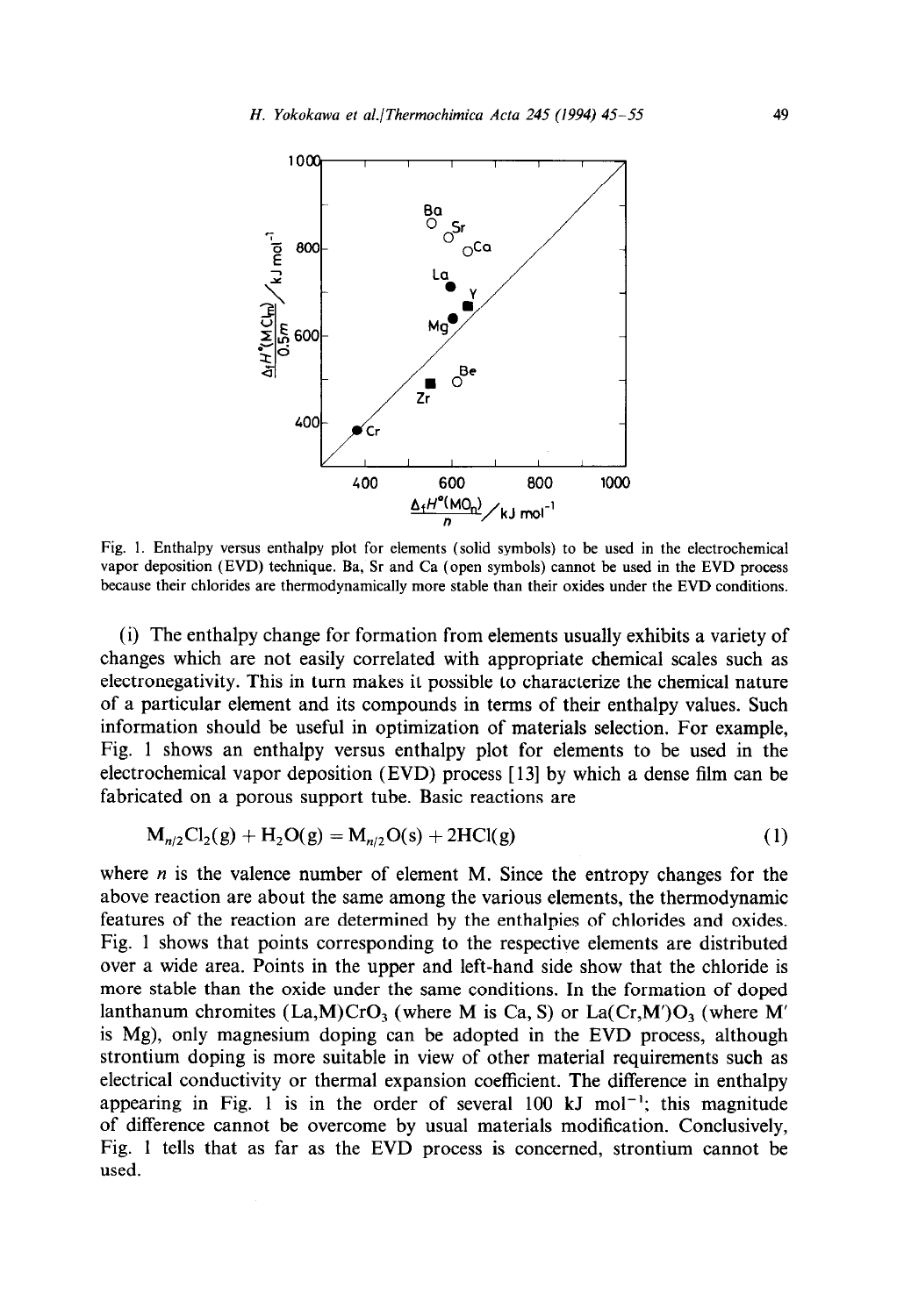Fig. 1. Enthalpy versus enthalpy plot for elements (solid symbols) to be used in the electrochemical vapor deposition (EVD) technique. Ba, Sr and Ca (open symbols) cannot be used in the EVD process because their chlorides are thermodynamically more stable than their oxides under the EVD conditions.

(i) The enthalpy change for formation from elements usually exhibits a variety of changes which are not easily correlated with appropriate chemical scales such as electronegativity. This in turn makes it possible to characterize the chemical nature of a particular element and its compounds in terms of their enthalpy values. Such information should be useful in optimization of materials selection. For example, Fig. 1 shows an enthalpy versus enthalpy plot for elements to be used in the electrochemical vapor deposition (EVD) process [13] by which a dense film can be fabricated on a porous support tube. Basic reactions are

$$M_{n/2}Cl_2(g) + H_2O(g) = M_{n/2}O(s) + 2HCl(g) \tag{1}$$

where $n$ is the valence number of element M. Since the entropy changes for the above reaction are about the same among the various elements, the thermodynamic features of the reaction are determined by the enthalpies of chlorides and oxides. Fig. 1 shows that points corresponding to the respective elements are distributed over a wide area. Points in the upper and left-hand side show that the chloride is more stable than the oxide under the same conditions. In the formation of doped lanthanum chromites $(La,M)CrO_3$ (where M is Ca, S) or $La(Cr,M')O_3$ (where M' is Mg), only magnesium doping can be adopted in the EVD process, although strontium doping is more suitable in view of other material requirements such as electrical conductivity or thermal expansion coefficient. The difference in enthalpy appearing in Fig. 1 is in the order of several 100 kJ $mol^{-1}$; this magnitude of difference cannot be overcome by usual materials modification. Conclusively, Fig. 1 tells that as far as the EVD process is concerned, strontium cannot be used.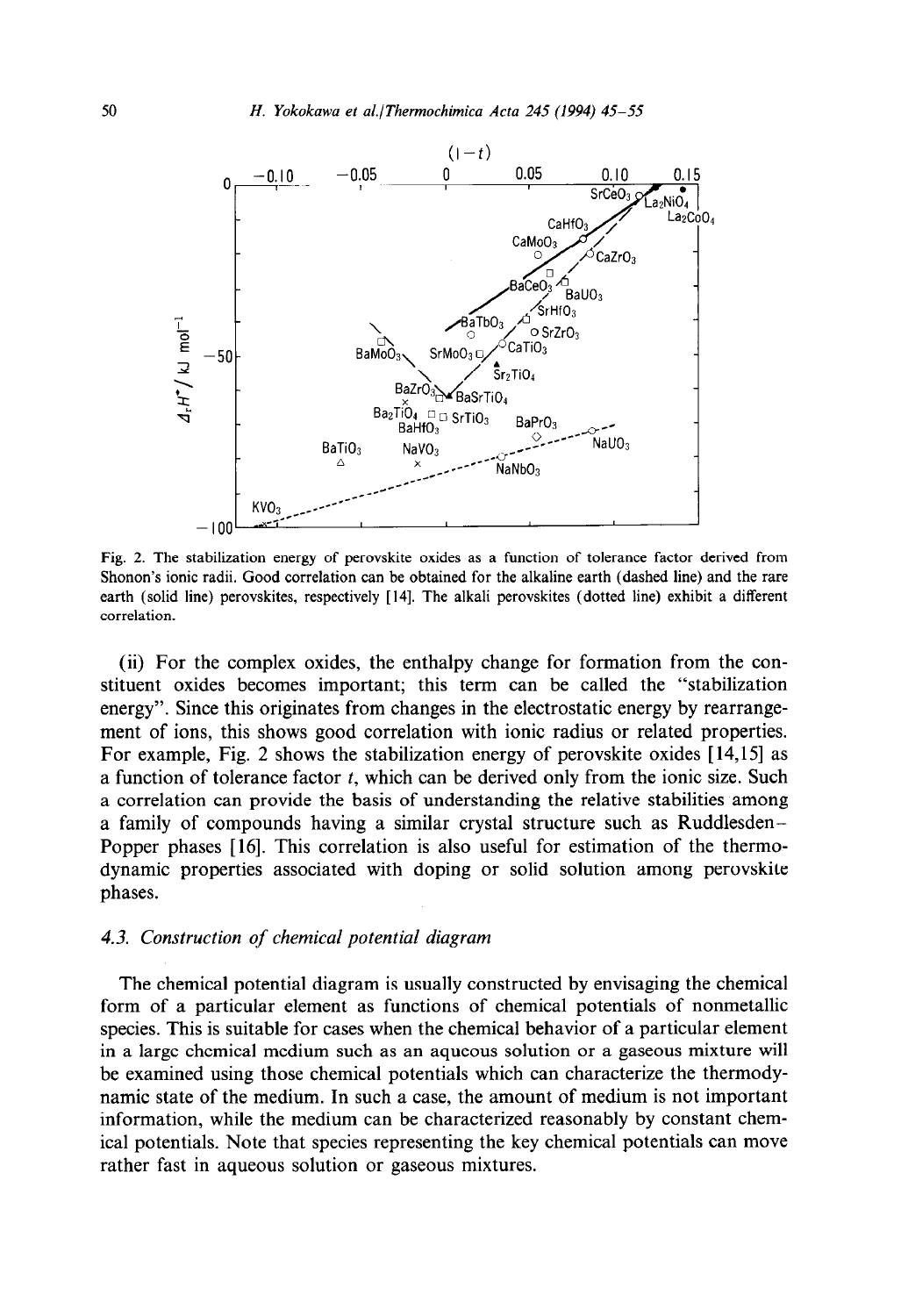Fig. 2. The stabilization energy of perovskite oxides as a function of tolerance factor derived from Shonon's ionic radii. Good correlation can be obtained for the alkaline earth (dashed line) and the rare earth (solid line) perovskites, respectively [14]. The alkali perovskites (dotted line) exhibit a different correlation.

(ii) For the complex oxides, the enthalpy change for formation from the constituent oxides becomes important; this term can be called the "stabilization energy". Since this originates from changes in the electrostatic energy by rearrangement of ions, this shows good correlation with ionic radius or related properties. For example, Fig. 2 shows the stabilization energy of perovskite oxides [14,15] as a function of tolerance factor $t$, which can be derived only from the ionic size. Such a correlation can provide the basis of understanding the relative stabilities among a family of compounds having a similar crystal structure such as Ruddlesden–Popper phases [16]. This correlation is also useful for estimation of the thermodynamic properties associated with doping or solid solution among perovskite phases.

### 4.3. Construction of chemical potential diagram

The chemical potential diagram is usually constructed by envisaging the chemical form of a particular element as functions of chemical potentials of nonmetallic species. This is suitable for cases when the chemical behavior of a particular element in a large chemical medium such as an aqueous solution or a gaseous mixture will be examined using those chemical potentials which can characterize the thermodynamic state of the medium. In such a case, the amount of medium is not important information, while the medium can be characterized reasonably by constant chemical potentials. Note that species representing the key chemical potentials can move rather fast in aqueous solution or gaseous mixtures.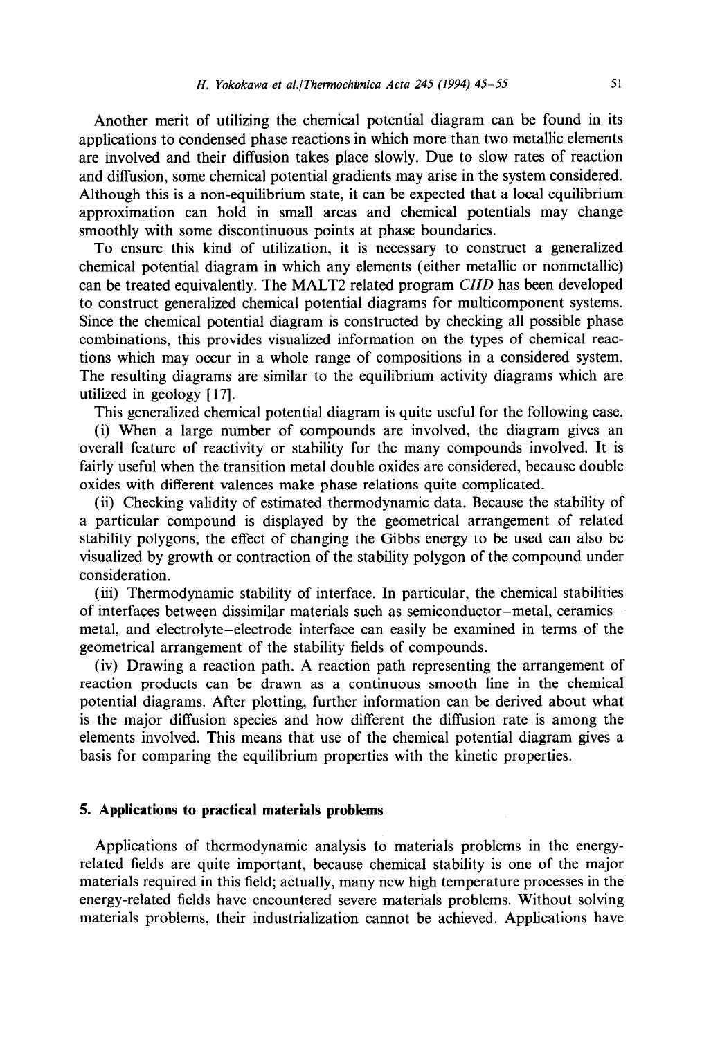Another merit of utilizing the chemical potential diagram can be found in its applications to condensed phase reactions in which more than two metallic elements are involved and their diffusion takes place slowly. Due to slow rates of reaction and diffusion, some chemical potential gradients may arise in the system considered. Although this is a non-equilibrium state, it can be expected that a local equilibrium approximation can hold in small areas and chemical potentials may change smoothly with some discontinuous points at phase boundaries.

To ensure this kind of utilization, it is necessary to construct a generalized chemical potential diagram in which any elements (either metallic or nonmetallic) can be treated equivalently. The MALT2 related program *CHD* has been developed to construct generalized chemical potential diagrams for multicomponent systems. Since the chemical potential diagram is constructed by checking all possible phase combinations, this provides visualized information on the types of chemical reactions which may occur in a whole range of compositions in a considered system. The resulting diagrams are similar to the equilibrium activity diagrams which are utilized in geology [17].

This generalized chemical potential diagram is quite useful for the following case.

(i) When a large number of compounds are involved, the diagram gives an overall feature of reactivity or stability for the many compounds involved. It is fairly useful when the transition metal double oxides are considered, because double oxides with different valences make phase relations quite complicated.

(ii) Checking validity of estimated thermodynamic data. Because the stability of a particular compound is displayed by the geometrical arrangement of related stability polygons, the effect of changing the Gibbs energy to be used can also be visualized by growth or contraction of the stability polygon of the compound under consideration.

(iii) Thermodynamic stability of interface. In particular, the chemical stabilities of interfaces between dissimilar materials such as semiconductor–metal, ceramics–metal, and electrolyte–electrode interface can easily be examined in terms of the geometrical arrangement of the stability fields of compounds.

(iv) Drawing a reaction path. A reaction path representing the arrangement of reaction products can be drawn as a continuous smooth line in the chemical potential diagrams. After plotting, further information can be derived about what is the major diffusion species and how different the diffusion rate is among the elements involved. This means that use of the chemical potential diagram gives a basis for comparing the equilibrium properties with the kinetic properties.

## 5. Applications to practical materials problems

Applications of thermodynamic analysis to materials problems in the energy-related fields are quite important, because chemical stability is one of the major materials required in this field; actually, many new high temperature processes in the energy-related fields have encountered severe materials problems. Without solving materials problems, their industrialization cannot be achieved. Applications have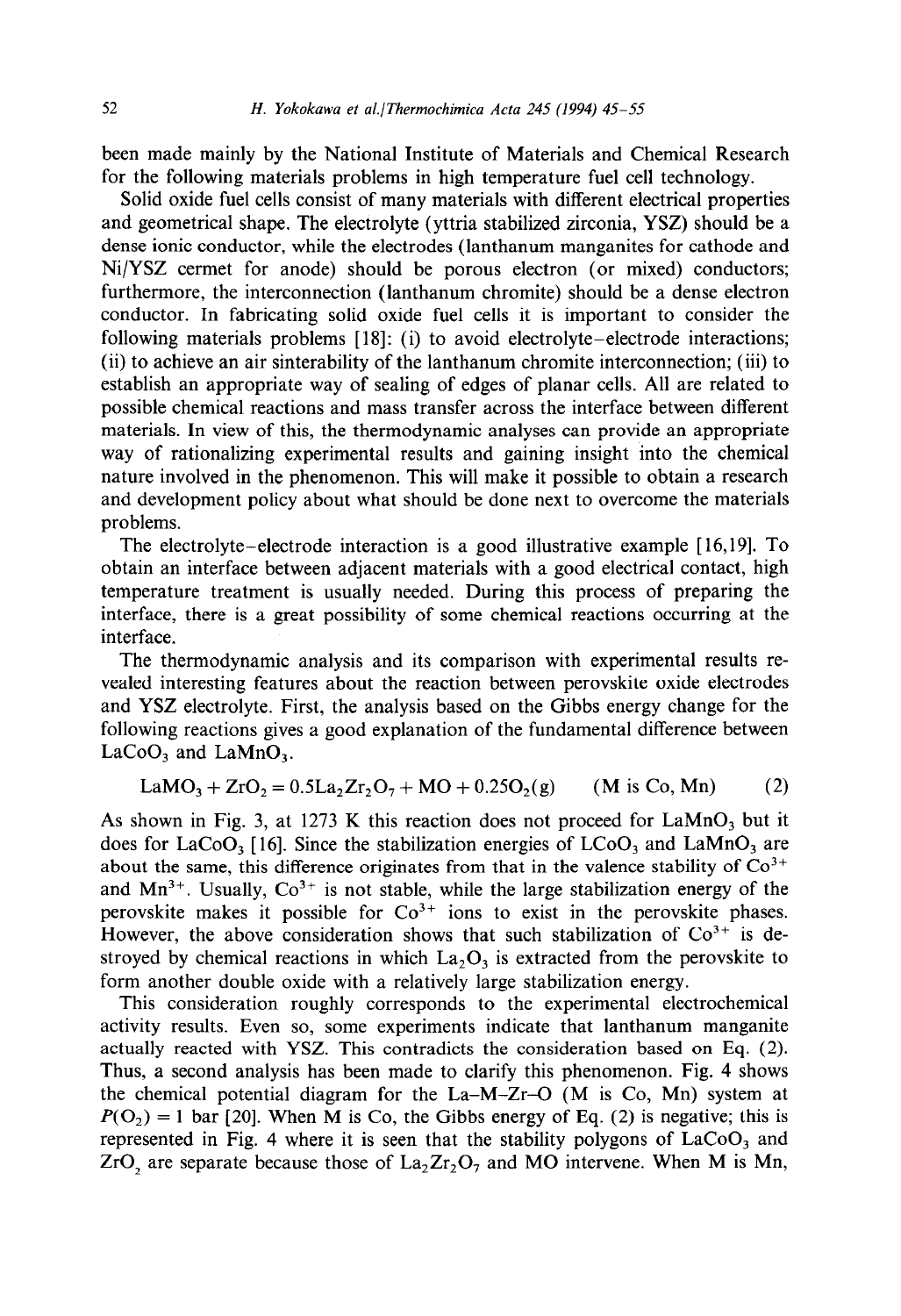been made mainly by the National Institute of Materials and Chemical Research for the following materials problems in high temperature fuel cell technology.

Solid oxide fuel cells consist of many materials with different electrical properties and geometrical shape. The electrolyte (yttria stabilized zirconia, YSZ) should be a dense ionic conductor, while the electrodes (lanthanum manganites for cathode and Ni/YSZ cermet for anode) should be porous electron (or mixed) conductors; furthermore, the interconnection (lanthanum chromite) should be a dense electron conductor. In fabricating solid oxide fuel cells it is important to consider the following materials problems [18]: (i) to avoid electrolyte–electrode interactions; (ii) to achieve an air sinterability of the lanthanum chromite interconnection; (iii) to establish an appropriate way of sealing of edges of planar cells. All are related to possible chemical reactions and mass transfer across the interface between different materials. In view of this, the thermodynamic analyses can provide an appropriate way of rationalizing experimental results and gaining insight into the chemical nature involved in the phenomenon. This will make it possible to obtain a research and development policy about what should be done next to overcome the materials problems.

The electrolyte–electrode interaction is a good illustrative example [16,19]. To obtain an interface between adjacent materials with a good electrical contact, high temperature treatment is usually needed. During this process of preparing the interface, there is a great possibility of some chemical reactions occurring at the interface.

The thermodynamic analysis and its comparison with experimental results revealed interesting features about the reaction between perovskite oxide electrodes and YSZ electrolyte. First, the analysis based on the Gibbs energy change for the following reactions gives a good explanation of the fundamental difference between $LaCoO_3$ and $LaMnO_3$.

$$LaMO_3 + ZrO_2 = 0.5La_2Zr_2O_7 + MO + 0.25O_2(g) \qquad \text{(M is Co, Mn)} \tag{2}$$

As shown in Fig. 3, at 1273 K this reaction does not proceed for $LaMnO_3$ but it does for $LaCoO_3$ [16]. Since the stabilization energies of $LCoO_3$ and $LaMnO_3$ are about the same, this difference originates from that in the valence stability of $Co^{3+}$ and $Mn^{3+}$. Usually, $Co^{3+}$ is not stable, while the large stabilization energy of the perovskite makes it possible for $Co^{3+}$ ions to exist in the perovskite phases. However, the above consideration shows that such stabilization of $Co^{3+}$ is destroyed by chemical reactions in which $La_2O_3$ is extracted from the perovskite to form another double oxide with a relatively large stabilization energy.

This consideration roughly corresponds to the experimental electrochemical activity results. Even so, some experiments indicate that lanthanum manganite actually reacted with YSZ. This contradicts the consideration based on Eq. (2). Thus, a second analysis has been made to clarify this phenomenon. Fig. 4 shows the chemical potential diagram for the La–M–Zr–O (M is Co, Mn) system at $P(O_2) = 1$ bar [20]. When M is Co, the Gibbs energy of Eq. (2) is negative; this is represented in Fig. 4 where it is seen that the stability polygons of $LaCoO_3$ and $ZrO_2$ are separate because those of $La_2Zr_2O_7$ and MO intervene. When M is Mn,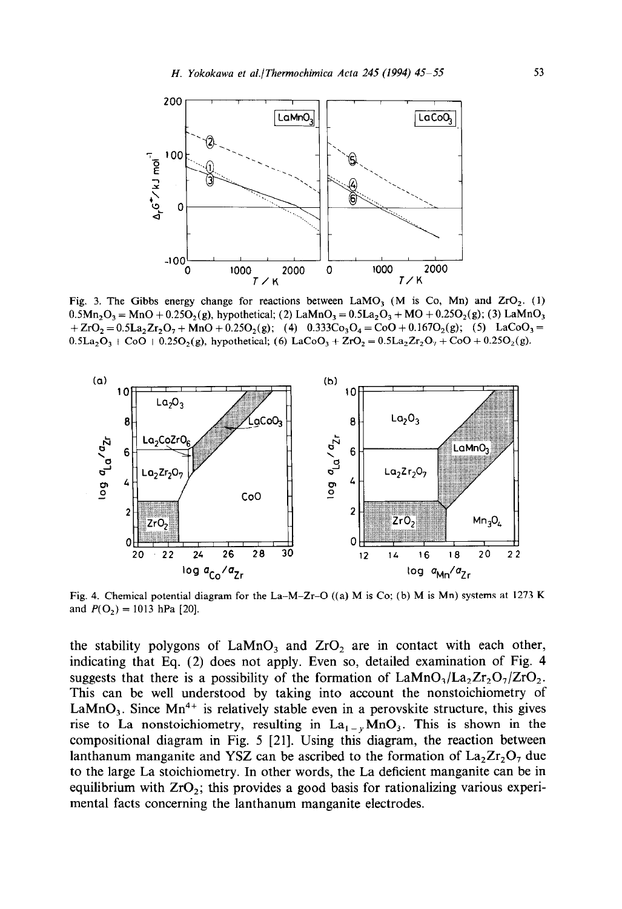Fig. 3. The Gibbs energy change for reactions between $LaMO_3$ (M is Co, Mn) and $ZrO_2$. (1) $0.5Mn_2O_3 = MnO + 0.25O_2(g)$, hypothetical; (2) $LaMnO_3 = 0.5La_2O_3 + MO + 0.25O_2(g)$; (3) $LaMnO_3 + ZrO_2 = 0.5La_2Zr_2O_7 + MnO + 0.25O_2(g)$; (4) $0.333Co_3O_4 = CoO + 0.167O_2(g)$; (5) $LaCoO_3 = 0.5La_2O_3 + CoO + 0.25O_2(g)$, hypothetical; (6) $LaCoO_3 + ZrO_2 = 0.5La_2Zr_2O_7 + CoO + 0.25O_2(g)$.

Fig. 4. Chemical potential diagram for the La–M–Zr–O ((a) M is Co; (b) M is Mn) systems at 1273 K and $P(O_2) = 1013$ hPa [20].

the stability polygons of $LaMnO_3$ and $ZrO_2$ are in contact with each other, indicating that Eq. (2) does not apply. Even so, detailed examination of Fig. 4 suggests that there is a possibility of the formation of $LaMnO_3/La_2Zr_2O_7/ZrO_2$. This can be well understood by taking into account the nonstoichiometry of $LaMnO_3$. Since $Mn^{4+}$ is relatively stable even in a perovskite structure, this gives rise to La nonstoichiometry, resulting in $La_{1-y}MnO_3$. This is shown in the compositional diagram in Fig. 5 [21]. Using this diagram, the reaction between lanthanum manganite and YSZ can be ascribed to the formation of $La_2Zr_2O_7$ due to the large La stoichiometry. In other words, the La deficient manganite can be in equilibrium with $ZrO_2$; this provides a good basis for rationalizing various experimental facts concerning the lanthanum manganite electrodes.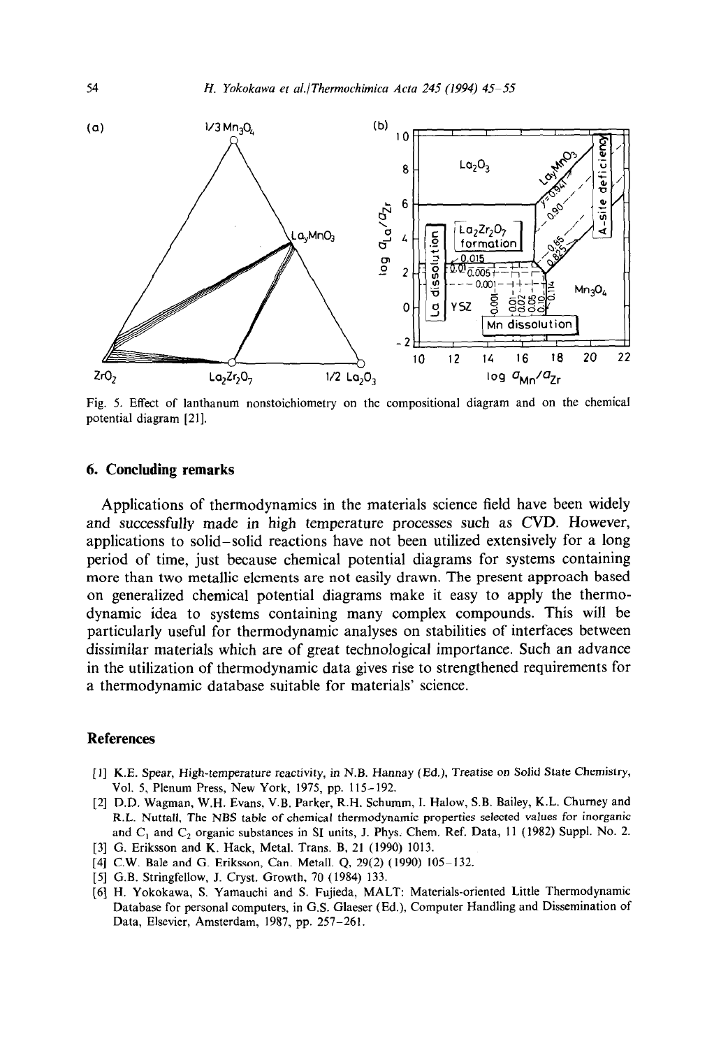Fig. 5. Effect of lanthanum nonstoichiometry on the compositional diagram and on the chemical potential diagram [21].

## 6. Concluding remarks

Applications of thermodynamics in the materials science field have been widely and successfully made in high temperature processes such as CVD. However, applications to solid–solid reactions have not been utilized extensively for a long period of time, just because chemical potential diagrams for systems containing more than two metallic elements are not easily drawn. The present approach based on generalized chemical potential diagrams make it easy to apply the thermodynamic idea to systems containing many complex compounds. This will be particularly useful for thermodynamic analyses on stabilities of interfaces between dissimilar materials which are of great technological importance. Such an advance in the utilization of thermodynamic data gives rise to strengthened requirements for a thermodynamic database suitable for materials' science.

## References

[1] K.E. Spear, High-temperature reactivity, in N.B. Hannay (Ed.), Treatise on Solid State Chemistry, Vol. 5, Plenum Press, New York, 1975, pp. 115–192.

[2] D.D. Wagman, W.H. Evans, V.B. Parker, R.H. Schumm, I. Halow, S.B. Bailey, K.L. Churney and R.L. Nuttall, The NBS table of chemical thermodynamic properties selected values for inorganic and $C_1$ and $C_2$ organic substances in SI units, J. Phys. Chem. Ref. Data, 11 (1982) Suppl. No. 2.

[3] G. Eriksson and K. Hack, Metal. Trans. B, 21 (1990) 1013.

[4] C.W. Bale and G. Eriksson, Can. Metall. Q, 29(2) (1990) 105–132.

[5] G.B. Stringfellow, J. Cryst. Growth, 70 (1984) 133.

[6] H. Yokokawa, S. Yamauchi and S. Fujieda, MALT: Materials-oriented Little Thermodynamic Database for personal computers, in G.S. Glaeser (Ed.), Computer Handling and Dissemination of Data, Elsevier, Amsterdam, 1987, pp. 257–261.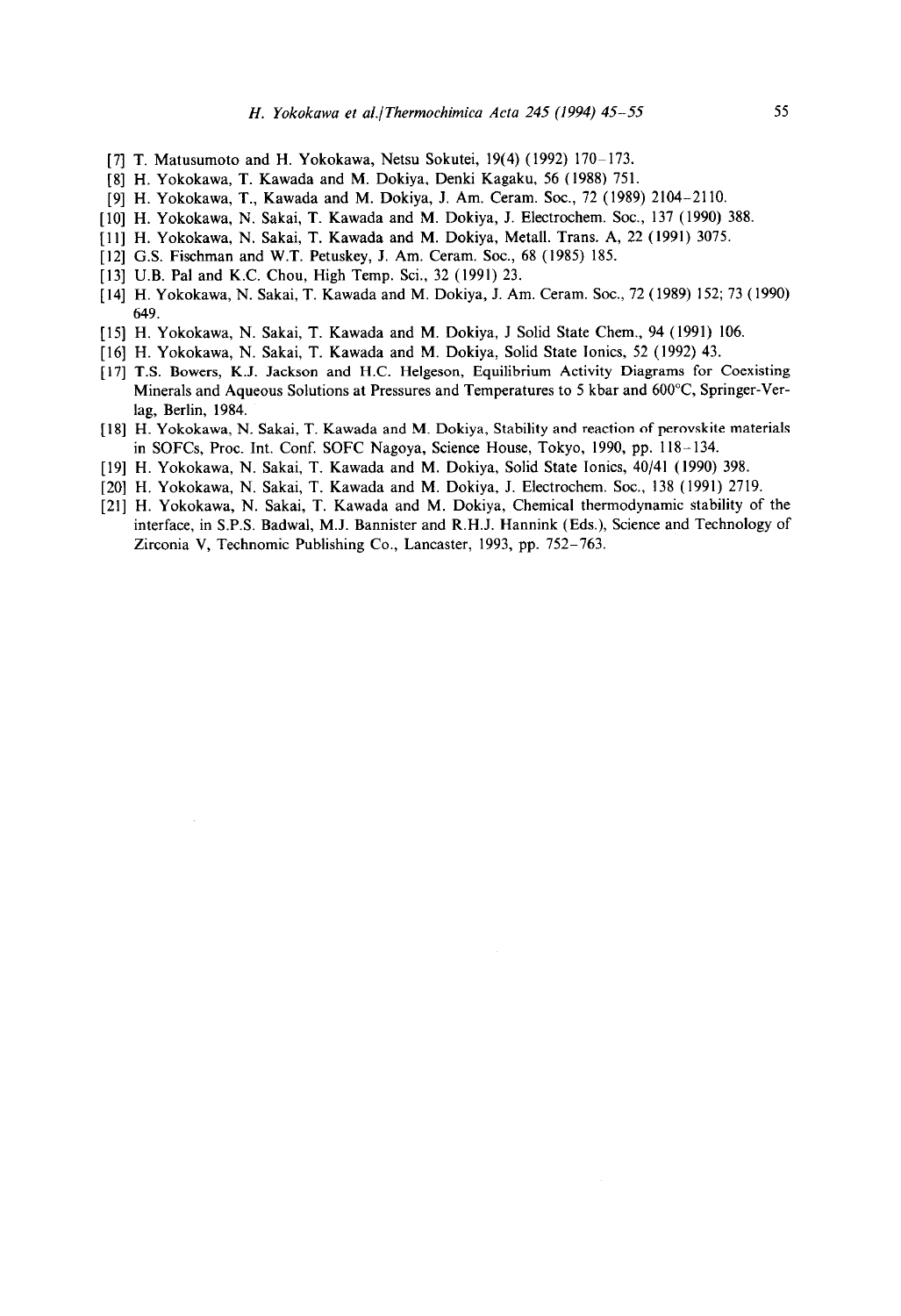[7] T. Matusumoto and H. Yokokawa, Netsu Sokutei, 19(4) (1992) 170–173.

[8] H. Yokokawa, T. Kawada and M. Dokiya, Denki Kagaku, 56 (1988) 751.

[9] H. Yokokawa, T., Kawada and M. Dokiya, J. Am. Ceram. Soc., 72 (1989) 2104–2110.

[10] H. Yokokawa, N. Sakai, T. Kawada and M. Dokiya, J. Electrochem. Soc., 137 (1990) 388.

[11] H. Yokokawa, N. Sakai, T. Kawada and M. Dokiya, Metall. Trans. A, 22 (1991) 3075.

[12] G.S. Fischman and W.T. Petuskey, J. Am. Ceram. Soc., 68 (1985) 185.

[13] U.B. Pal and K.C. Chou, High Temp. Sci., 32 (1991) 23.

[14] H. Yokokawa, N. Sakai, T. Kawada and M. Dokiya, J. Am. Ceram. Soc., 72 (1989) 152; 73 (1990) 649.

[15] H. Yokokawa, N. Sakai, T. Kawada and M. Dokiya, J Solid State Chem., 94 (1991) 106.

[16] H. Yokokawa, N. Sakai, T. Kawada and M. Dokiya, Solid State Ionics, 52 (1992) 43.

[17] T.S. Bowers, K.J. Jackson and H.C. Helgeson, Equilibrium Activity Diagrams for Coexisting Minerals and Aqueous Solutions at Pressures and Temperatures to 5 kbar and 600°C, Springer-Verlag, Berlin, 1984.

[18] H. Yokokawa, N. Sakai, T. Kawada and M. Dokiya, Stability and reaction of perovskite materials in SOFCs, Proc. Int. Conf. SOFC Nagoya, Science House, Tokyo, 1990, pp. 118–134.

[19] H. Yokokawa, N. Sakai, T. Kawada and M. Dokiya, Solid State Ionics, 40/41 (1990) 398.

[20] H. Yokokawa, N. Sakai, T. Kawada and M. Dokiya, J. Electrochem. Soc., 138 (1991) 2719.

[21] H. Yokokawa, N. Sakai, T. Kawada and M. Dokiya, Chemical thermodynamic stability of the interface, in S.P.S. Badwal, M.J. Bannister and R.H.J. Hannink (Eds.), Science and Technology of Zirconia V, Technomic Publishing Co., Lancaster, 1993, pp. 752–763.